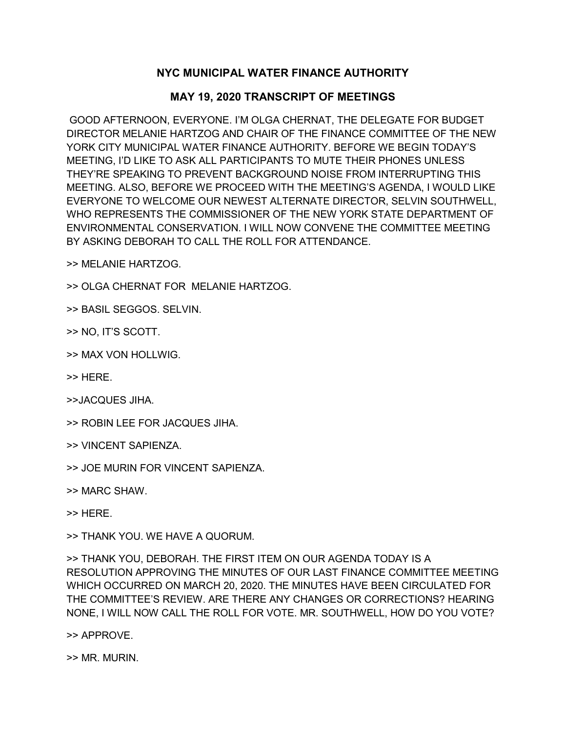# NYC MUNICIPAL WATER FINANCE AUTHORITY

## MAY 19, 2020 TRANSCRIPT OF MEETINGS

GOOD AFTERNOON, EVERYONE. I'M OLGA CHERNAT, THE DELEGATE FOR BUDGET DIRECTOR MELANIE HARTZOG AND CHAIR OF THE FINANCE COMMITTEE OF THE NEW YORK CITY MUNICIPAL WATER FINANCE AUTHORITY. BEFORE WE BEGIN TODAY'S MEETING, I'D LIKE TO ASK ALL PARTICIPANTS TO MUTE THEIR PHONES UNLESS THEY'RE SPEAKING TO PREVENT BACKGROUND NOISE FROM INTERRUPTING THIS MEETING. ALSO, BEFORE WE PROCEED WITH THE MEETING'S AGENDA, I WOULD LIKE EVERYONE TO WELCOME OUR NEWEST ALTERNATE DIRECTOR, SELVIN SOUTHWELL, WHO REPRESENTS THE COMMISSIONER OF THE NEW YORK STATE DEPARTMENT OF ENVIRONMENTAL CONSERVATION. I WILL NOW CONVENE THE COMMITTEE MEETING BY ASKING DEBORAH TO CALL THE ROLL FOR ATTENDANCE.

>> MELANIE HARTZOG.

>> OLGA CHERNAT FOR MELANIE HARTZOG.

>> BASIL SEGGOS. SELVIN.

>> NO, IT'S SCOTT.

>> MAX VON HOLLWIG.

>> HERE.

>>JACQUES JIHA.

>> ROBIN LEE FOR JACQUES JIHA.

>> VINCENT SAPIENZA.

>> JOE MURIN FOR VINCENT SAPIENZA.

>> MARC SHAW.

>> HERE.

>> THANK YOU. WE HAVE A QUORUM.

>> THANK YOU, DEBORAH. THE FIRST ITEM ON OUR AGENDA TODAY IS A RESOLUTION APPROVING THE MINUTES OF OUR LAST FINANCE COMMITTEE MEETING WHICH OCCURRED ON MARCH 20, 2020. THE MINUTES HAVE BEEN CIRCULATED FOR THE COMMITTEE'S REVIEW. ARE THERE ANY CHANGES OR CORRECTIONS? HEARING NONE, I WILL NOW CALL THE ROLL FOR VOTE. MR. SOUTHWELL, HOW DO YOU VOTE?

>> APPROVE.

>> MR. MURIN.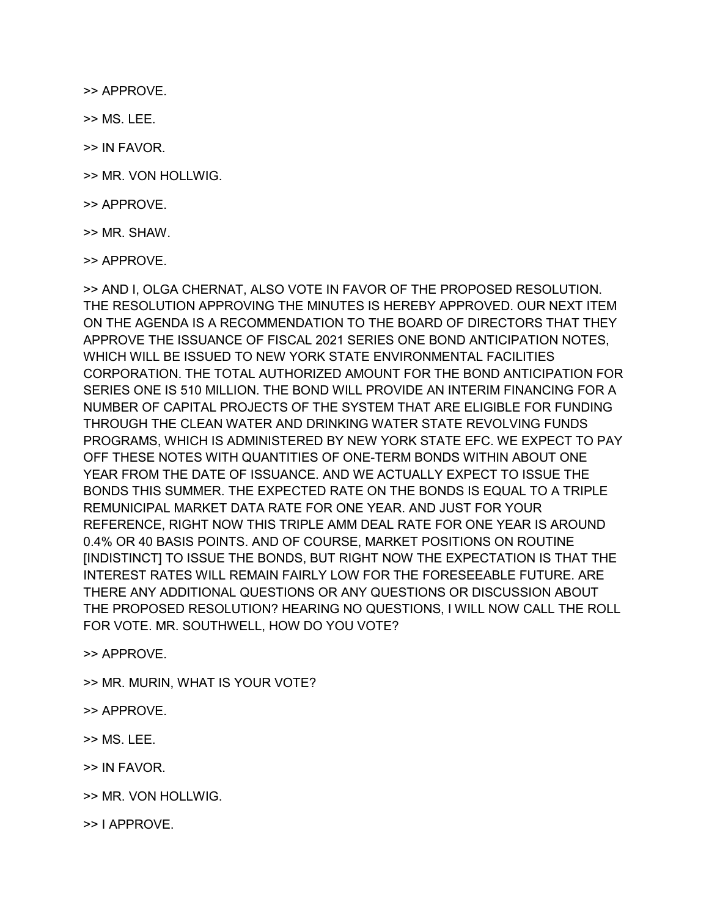>> APPROVE.

>> MS. LEE.

>> IN FAVOR.

>> MR. VON HOLLWIG.

>> APPROVE.

>> MR. SHAW.

>> APPROVE.

>> AND I, OLGA CHERNAT, ALSO VOTE IN FAVOR OF THE PROPOSED RESOLUTION. THE RESOLUTION APPROVING THE MINUTES IS HEREBY APPROVED. OUR NEXT ITEM ON THE AGENDA IS A RECOMMENDATION TO THE BOARD OF DIRECTORS THAT THEY APPROVE THE ISSUANCE OF FISCAL 2021 SERIES ONE BOND ANTICIPATION NOTES, WHICH WILL BE ISSUED TO NEW YORK STATE ENVIRONMENTAL FACILITIES CORPORATION. THE TOTAL AUTHORIZED AMOUNT FOR THE BOND ANTICIPATION FOR SERIES ONE IS 510 MILLION. THE BOND WILL PROVIDE AN INTERIM FINANCING FOR A NUMBER OF CAPITAL PROJECTS OF THE SYSTEM THAT ARE ELIGIBLE FOR FUNDING THROUGH THE CLEAN WATER AND DRINKING WATER STATE REVOLVING FUNDS PROGRAMS, WHICH IS ADMINISTERED BY NEW YORK STATE EFC. WE EXPECT TO PAY OFF THESE NOTES WITH QUANTITIES OF ONE-TERM BONDS WITHIN ABOUT ONE YEAR FROM THE DATE OF ISSUANCE. AND WE ACTUALLY EXPECT TO ISSUE THE BONDS THIS SUMMER. THE EXPECTED RATE ON THE BONDS IS EQUAL TO A TRIPLE REMUNICIPAL MARKET DATA RATE FOR ONE YEAR. AND JUST FOR YOUR REFERENCE, RIGHT NOW THIS TRIPLE AMM DEAL RATE FOR ONE YEAR IS AROUND 0.4% OR 40 BASIS POINTS. AND OF COURSE, MARKET POSITIONS ON ROUTINE [INDISTINCT] TO ISSUE THE BONDS, BUT RIGHT NOW THE EXPECTATION IS THAT THE INTEREST RATES WILL REMAIN FAIRLY LOW FOR THE FORESEEABLE FUTURE. ARE THERE ANY ADDITIONAL QUESTIONS OR ANY QUESTIONS OR DISCUSSION ABOUT THE PROPOSED RESOLUTION? HEARING NO QUESTIONS, I WILL NOW CALL THE ROLL FOR VOTE. MR. SOUTHWELL, HOW DO YOU VOTE?

>> APPROVE.

>> MR. MURIN, WHAT IS YOUR VOTE?

>> APPROVE.

>> MS. LEE.

>> IN FAVOR.

>> MR. VON HOLLWIG.

>> I APPROVE.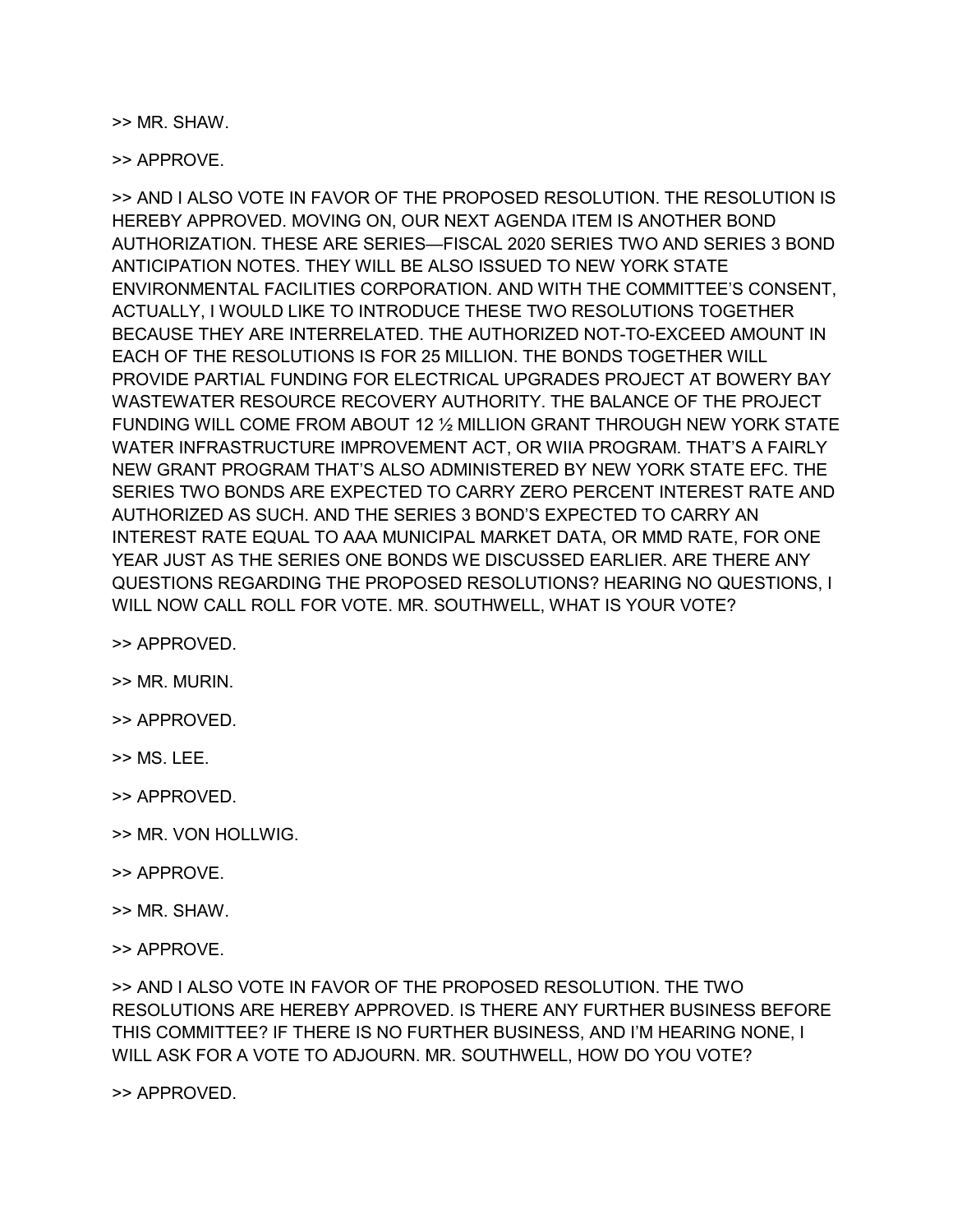>> MR. SHAW.

>> APPROVE.

>> AND I ALSO VOTE IN FAVOR OF THE PROPOSED RESOLUTION. THE RESOLUTION IS HEREBY APPROVED. MOVING ON, OUR NEXT AGENDA ITEM IS ANOTHER BOND AUTHORIZATION. THESE ARE SERIES—FISCAL 2020 SERIES TWO AND SERIES 3 BOND ANTICIPATION NOTES. THEY WILL BE ALSO ISSUED TO NEW YORK STATE ENVIRONMENTAL FACILITIES CORPORATION. AND WITH THE COMMITTEE'S CONSENT, ACTUALLY, I WOULD LIKE TO INTRODUCE THESE TWO RESOLUTIONS TOGETHER BECAUSE THEY ARE INTERRELATED. THE AUTHORIZED NOT-TO-EXCEED AMOUNT IN EACH OF THE RESOLUTIONS IS FOR 25 MILLION. THE BONDS TOGETHER WILL PROVIDE PARTIAL FUNDING FOR ELECTRICAL UPGRADES PROJECT AT BOWERY BAY WASTEWATER RESOURCE RECOVERY AUTHORITY. THE BALANCE OF THE PROJECT FUNDING WILL COME FROM ABOUT 12 ½ MILLION GRANT THROUGH NEW YORK STATE WATER INFRASTRUCTURE IMPROVEMENT ACT, OR WIIA PROGRAM. THAT'S A FAIRLY NEW GRANT PROGRAM THAT'S ALSO ADMINISTERED BY NEW YORK STATE EFC. THE SERIES TWO BONDS ARE EXPECTED TO CARRY ZERO PERCENT INTEREST RATE AND AUTHORIZED AS SUCH. AND THE SERIES 3 BOND'S EXPECTED TO CARRY AN INTEREST RATE EQUAL TO AAA MUNICIPAL MARKET DATA, OR MMD RATE, FOR ONE YEAR JUST AS THE SERIES ONE BONDS WE DISCUSSED EARLIER. ARE THERE ANY QUESTIONS REGARDING THE PROPOSED RESOLUTIONS? HEARING NO QUESTIONS, I WILL NOW CALL ROLL FOR VOTE. MR. SOUTHWELL, WHAT IS YOUR VOTE?

>> APPROVED.

>> MR. MURIN.

>> APPROVED.

>> MS. LEE.

>> APPROVED.

>> MR. VON HOLLWIG.

>> APPROVE.

>> MR. SHAW.

>> APPROVE.

>> AND I ALSO VOTE IN FAVOR OF THE PROPOSED RESOLUTION. THE TWO RESOLUTIONS ARE HEREBY APPROVED. IS THERE ANY FURTHER BUSINESS BEFORE THIS COMMITTEE? IF THERE IS NO FURTHER BUSINESS, AND I'M HEARING NONE, I WILL ASK FOR A VOTE TO ADJOURN. MR. SOUTHWELL, HOW DO YOU VOTE?

>> APPROVED.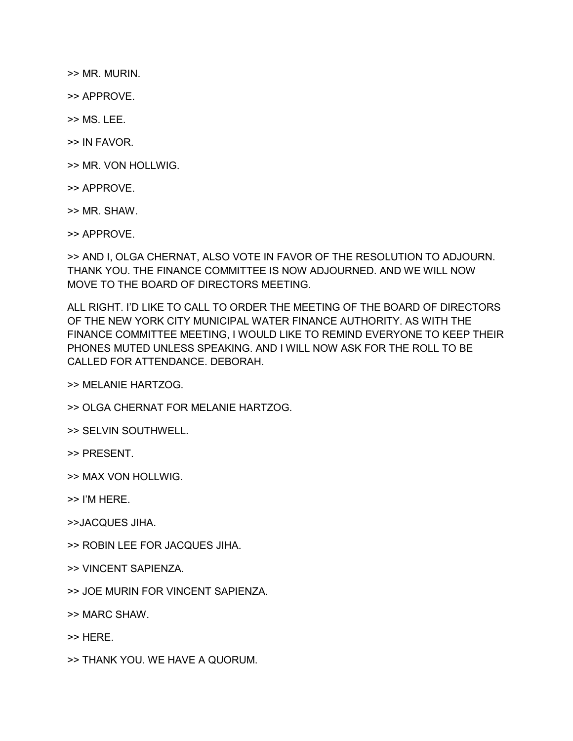>> MR. MURIN.

>> APPROVE.

>> MS. LEE.

>> IN FAVOR.

>> MR. VON HOLLWIG.

>> APPROVE.

>> MR. SHAW.

>> APPROVE.

>> AND I, OLGA CHERNAT, ALSO VOTE IN FAVOR OF THE RESOLUTION TO ADJOURN. THANK YOU. THE FINANCE COMMITTEE IS NOW ADJOURNED. AND WE WILL NOW MOVE TO THE BOARD OF DIRECTORS MEETING.

ALL RIGHT. I'D LIKE TO CALL TO ORDER THE MEETING OF THE BOARD OF DIRECTORS OF THE NEW YORK CITY MUNICIPAL WATER FINANCE AUTHORITY. AS WITH THE FINANCE COMMITTEE MEETING, I WOULD LIKE TO REMIND EVERYONE TO KEEP THEIR PHONES MUTED UNLESS SPEAKING. AND I WILL NOW ASK FOR THE ROLL TO BE CALLED FOR ATTENDANCE. DEBORAH.

>> MELANIE HARTZOG.

>> OLGA CHERNAT FOR MELANIE HARTZOG.

>> SELVIN SOUTHWELL.

>> PRESENT.

>> MAX VON HOLLWIG.

>> I'M HERE.

>>JACQUES JIHA.

>> ROBIN LEE FOR JACQUES JIHA.

>> VINCENT SAPIENZA.

>> JOE MURIN FOR VINCENT SAPIENZA.

>> MARC SHAW.

>> HERE.

>> THANK YOU. WE HAVE A QUORUM.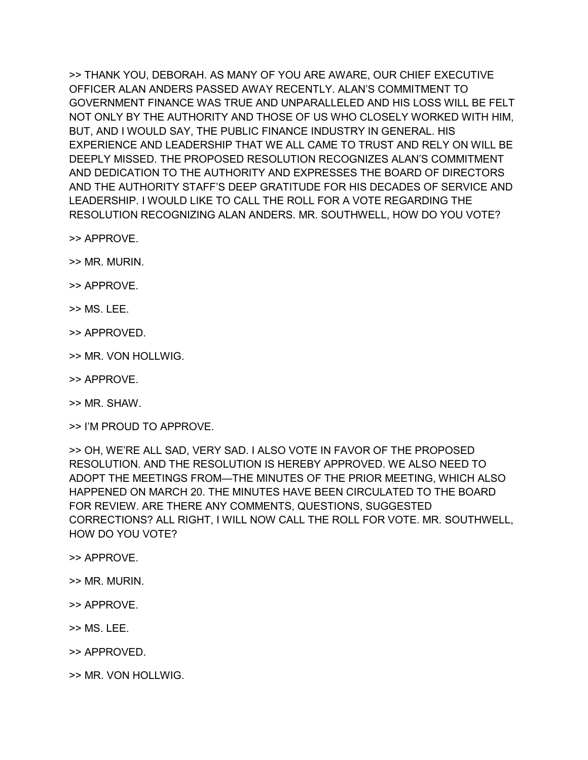>> THANK YOU, DEBORAH. AS MANY OF YOU ARE AWARE, OUR CHIEF EXECUTIVE OFFICER ALAN ANDERS PASSED AWAY RECENTLY. ALAN'S COMMITMENT TO GOVERNMENT FINANCE WAS TRUE AND UNPARALLELED AND HIS LOSS WILL BE FELT NOT ONLY BY THE AUTHORITY AND THOSE OF US WHO CLOSELY WORKED WITH HIM, BUT, AND I WOULD SAY, THE PUBLIC FINANCE INDUSTRY IN GENERAL. HIS EXPERIENCE AND LEADERSHIP THAT WE ALL CAME TO TRUST AND RELY ON WILL BE DEEPLY MISSED. THE PROPOSED RESOLUTION RECOGNIZES ALAN'S COMMITMENT AND DEDICATION TO THE AUTHORITY AND EXPRESSES THE BOARD OF DIRECTORS AND THE AUTHORITY STAFF'S DEEP GRATITUDE FOR HIS DECADES OF SERVICE AND LEADERSHIP. I WOULD LIKE TO CALL THE ROLL FOR A VOTE REGARDING THE RESOLUTION RECOGNIZING ALAN ANDERS. MR. SOUTHWELL, HOW DO YOU VOTE?

>> APPROVE.

>> MR. MURIN.

>> APPROVE.

>> MS. LEE.

>> APPROVED.

>> MR. VON HOLLWIG.

>> APPROVE.

>> MR. SHAW.

>> I'M PROUD TO APPROVE.

>> OH, WE'RE ALL SAD, VERY SAD. I ALSO VOTE IN FAVOR OF THE PROPOSED RESOLUTION. AND THE RESOLUTION IS HEREBY APPROVED. WE ALSO NEED TO ADOPT THE MEETINGS FROM—THE MINUTES OF THE PRIOR MEETING, WHICH ALSO HAPPENED ON MARCH 20. THE MINUTES HAVE BEEN CIRCULATED TO THE BOARD FOR REVIEW. ARE THERE ANY COMMENTS, QUESTIONS, SUGGESTED CORRECTIONS? ALL RIGHT, I WILL NOW CALL THE ROLL FOR VOTE. MR. SOUTHWELL, HOW DO YOU VOTE?

>> APPROVE.

>> MR. MURIN.

>> APPROVE.

>> MS. LEE.

>> APPROVED.

>> MR. VON HOLLWIG.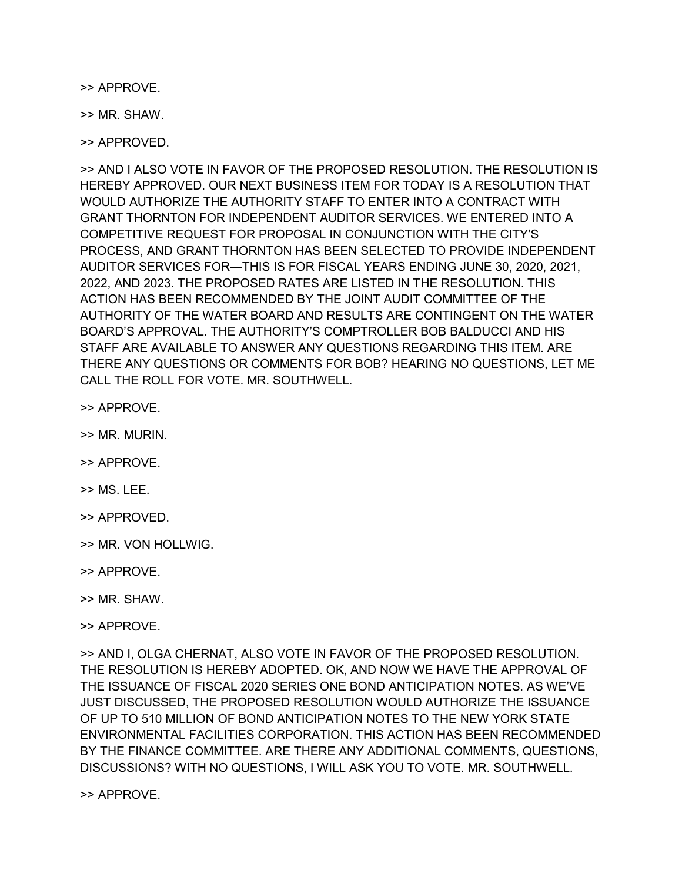>> APPROVE.

>> MR. SHAW.

>> APPROVED.

>> AND I ALSO VOTE IN FAVOR OF THE PROPOSED RESOLUTION. THE RESOLUTION IS HEREBY APPROVED. OUR NEXT BUSINESS ITEM FOR TODAY IS A RESOLUTION THAT WOULD AUTHORIZE THE AUTHORITY STAFF TO ENTER INTO A CONTRACT WITH GRANT THORNTON FOR INDEPENDENT AUDITOR SERVICES. WE ENTERED INTO A COMPETITIVE REQUEST FOR PROPOSAL IN CONJUNCTION WITH THE CITY'S PROCESS, AND GRANT THORNTON HAS BEEN SELECTED TO PROVIDE INDEPENDENT AUDITOR SERVICES FOR—THIS IS FOR FISCAL YEARS ENDING JUNE 30, 2020, 2021, 2022, AND 2023. THE PROPOSED RATES ARE LISTED IN THE RESOLUTION. THIS ACTION HAS BEEN RECOMMENDED BY THE JOINT AUDIT COMMITTEE OF THE AUTHORITY OF THE WATER BOARD AND RESULTS ARE CONTINGENT ON THE WATER BOARD'S APPROVAL. THE AUTHORITY'S COMPTROLLER BOB BALDUCCI AND HIS STAFF ARE AVAILABLE TO ANSWER ANY QUESTIONS REGARDING THIS ITEM. ARE THERE ANY QUESTIONS OR COMMENTS FOR BOB? HEARING NO QUESTIONS, LET ME CALL THE ROLL FOR VOTE. MR. SOUTHWELL.

>> APPROVE.

>> MR. MURIN.

>> APPROVE.

>> MS. LEE.

>> APPROVED.

>> MR. VON HOLLWIG.

>> APPROVE.

>> MR. SHAW.

>> APPROVE.

>> AND I, OLGA CHERNAT, ALSO VOTE IN FAVOR OF THE PROPOSED RESOLUTION. THE RESOLUTION IS HEREBY ADOPTED. OK, AND NOW WE HAVE THE APPROVAL OF THE ISSUANCE OF FISCAL 2020 SERIES ONE BOND ANTICIPATION NOTES. AS WE'VE JUST DISCUSSED, THE PROPOSED RESOLUTION WOULD AUTHORIZE THE ISSUANCE OF UP TO 510 MILLION OF BOND ANTICIPATION NOTES TO THE NEW YORK STATE ENVIRONMENTAL FACILITIES CORPORATION. THIS ACTION HAS BEEN RECOMMENDED BY THE FINANCE COMMITTEE. ARE THERE ANY ADDITIONAL COMMENTS, QUESTIONS, DISCUSSIONS? WITH NO QUESTIONS, I WILL ASK YOU TO VOTE. MR. SOUTHWELL.

>> APPROVE.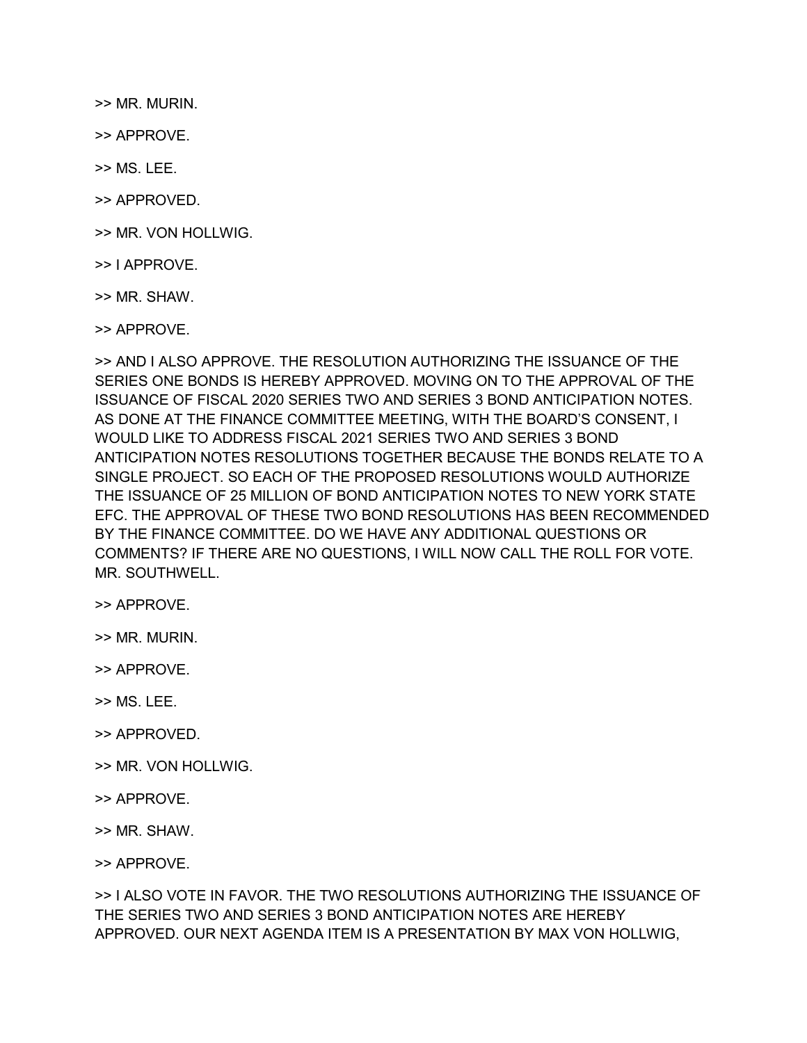>> MR. MURIN.

>> APPROVE.

>> MS. LEE.

>> APPROVED.

>> MR. VON HOLLWIG.

>> I APPROVE.

>> MR. SHAW.

>> APPROVE.

>> AND I ALSO APPROVE. THE RESOLUTION AUTHORIZING THE ISSUANCE OF THE SERIES ONE BONDS IS HEREBY APPROVED. MOVING ON TO THE APPROVAL OF THE ISSUANCE OF FISCAL 2020 SERIES TWO AND SERIES 3 BOND ANTICIPATION NOTES. AS DONE AT THE FINANCE COMMITTEE MEETING, WITH THE BOARD'S CONSENT, I WOULD LIKE TO ADDRESS FISCAL 2021 SERIES TWO AND SERIES 3 BOND ANTICIPATION NOTES RESOLUTIONS TOGETHER BECAUSE THE BONDS RELATE TO A SINGLE PROJECT. SO EACH OF THE PROPOSED RESOLUTIONS WOULD AUTHORIZE THE ISSUANCE OF 25 MILLION OF BOND ANTICIPATION NOTES TO NEW YORK STATE EFC. THE APPROVAL OF THESE TWO BOND RESOLUTIONS HAS BEEN RECOMMENDED BY THE FINANCE COMMITTEE. DO WE HAVE ANY ADDITIONAL QUESTIONS OR COMMENTS? IF THERE ARE NO QUESTIONS, I WILL NOW CALL THE ROLL FOR VOTE. MR. SOUTHWELL.

>> APPROVE.

>> MR. MURIN.

>> APPROVE.

>> MS. LEE.

>> APPROVED.

>> MR. VON HOLLWIG.

>> APPROVE.

>> MR. SHAW.

>> APPROVE.

>> I ALSO VOTE IN FAVOR. THE TWO RESOLUTIONS AUTHORIZING THE ISSUANCE OF THE SERIES TWO AND SERIES 3 BOND ANTICIPATION NOTES ARE HEREBY APPROVED. OUR NEXT AGENDA ITEM IS A PRESENTATION BY MAX VON HOLLWIG,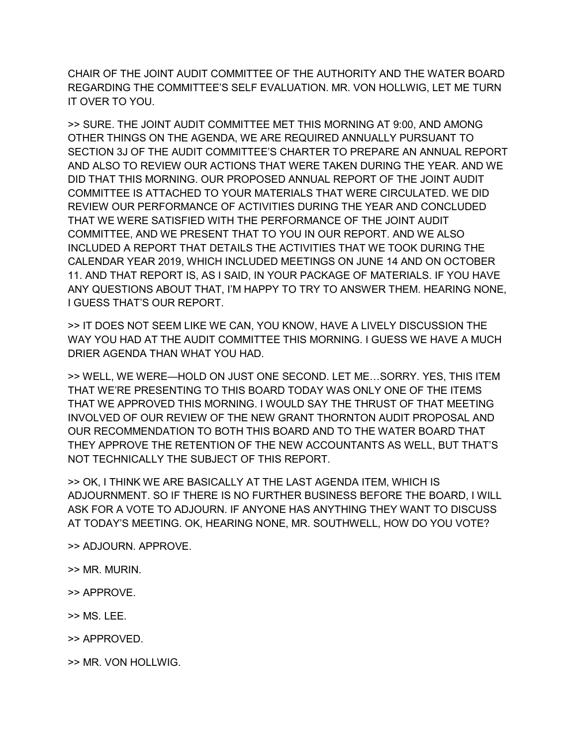CHAIR OF THE JOINT AUDIT COMMITTEE OF THE AUTHORITY AND THE WATER BOARD REGARDING THE COMMITTEE'S SELF EVALUATION. MR. VON HOLLWIG, LET ME TURN IT OVER TO YOU.

>> SURE. THE JOINT AUDIT COMMITTEE MET THIS MORNING AT 9:00, AND AMONG OTHER THINGS ON THE AGENDA, WE ARE REQUIRED ANNUALLY PURSUANT TO SECTION 3J OF THE AUDIT COMMITTEE'S CHARTER TO PREPARE AN ANNUAL REPORT AND ALSO TO REVIEW OUR ACTIONS THAT WERE TAKEN DURING THE YEAR. AND WE DID THAT THIS MORNING. OUR PROPOSED ANNUAL REPORT OF THE JOINT AUDIT COMMITTEE IS ATTACHED TO YOUR MATERIALS THAT WERE CIRCULATED. WE DID REVIEW OUR PERFORMANCE OF ACTIVITIES DURING THE YEAR AND CONCLUDED THAT WE WERE SATISFIED WITH THE PERFORMANCE OF THE JOINT AUDIT COMMITTEE, AND WE PRESENT THAT TO YOU IN OUR REPORT. AND WE ALSO INCLUDED A REPORT THAT DETAILS THE ACTIVITIES THAT WE TOOK DURING THE CALENDAR YEAR 2019, WHICH INCLUDED MEETINGS ON JUNE 14 AND ON OCTOBER 11. AND THAT REPORT IS, AS I SAID, IN YOUR PACKAGE OF MATERIALS. IF YOU HAVE ANY QUESTIONS ABOUT THAT, I'M HAPPY TO TRY TO ANSWER THEM. HEARING NONE, I GUESS THAT'S OUR REPORT.

>> IT DOES NOT SEEM LIKE WE CAN, YOU KNOW, HAVE A LIVELY DISCUSSION THE WAY YOU HAD AT THE AUDIT COMMITTEE THIS MORNING. I GUESS WE HAVE A MUCH DRIER AGENDA THAN WHAT YOU HAD.

>> WELL, WE WERE—HOLD ON JUST ONE SECOND. LET ME…SORRY. YES, THIS ITEM THAT WE'RE PRESENTING TO THIS BOARD TODAY WAS ONLY ONE OF THE ITEMS THAT WE APPROVED THIS MORNING. I WOULD SAY THE THRUST OF THAT MEETING INVOLVED OF OUR REVIEW OF THE NEW GRANT THORNTON AUDIT PROPOSAL AND OUR RECOMMENDATION TO BOTH THIS BOARD AND TO THE WATER BOARD THAT THEY APPROVE THE RETENTION OF THE NEW ACCOUNTANTS AS WELL, BUT THAT'S NOT TECHNICALLY THE SUBJECT OF THIS REPORT.

>> OK, I THINK WE ARE BASICALLY AT THE LAST AGENDA ITEM, WHICH IS ADJOURNMENT. SO IF THERE IS NO FURTHER BUSINESS BEFORE THE BOARD, I WILL ASK FOR A VOTE TO ADJOURN. IF ANYONE HAS ANYTHING THEY WANT TO DISCUSS AT TODAY'S MEETING. OK, HEARING NONE, MR. SOUTHWELL, HOW DO YOU VOTE?

>> ADJOURN. APPROVE.

>> MR. MURIN.

>> APPROVE.

>> MS. LEE.

>> APPROVED.

>> MR. VON HOLLWIG.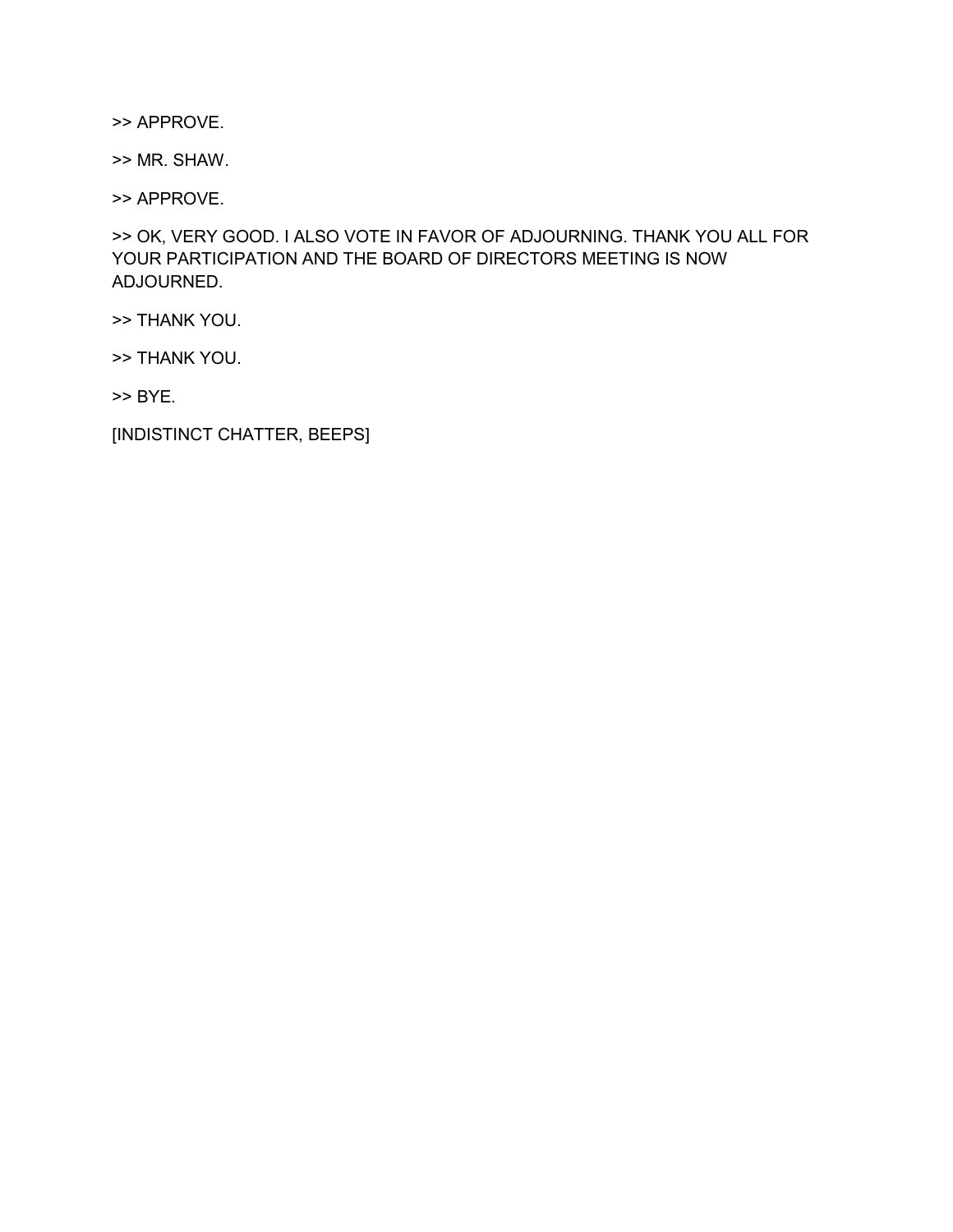>> APPROVE.

>> MR. SHAW.

>> APPROVE.

>> OK, VERY GOOD. I ALSO VOTE IN FAVOR OF ADJOURNING. THANK YOU ALL FOR YOUR PARTICIPATION AND THE BOARD OF DIRECTORS MEETING IS NOW ADJOURNED.

>> THANK YOU.

>> THANK YOU.

>> BYE.

[INDISTINCT CHATTER, BEEPS]